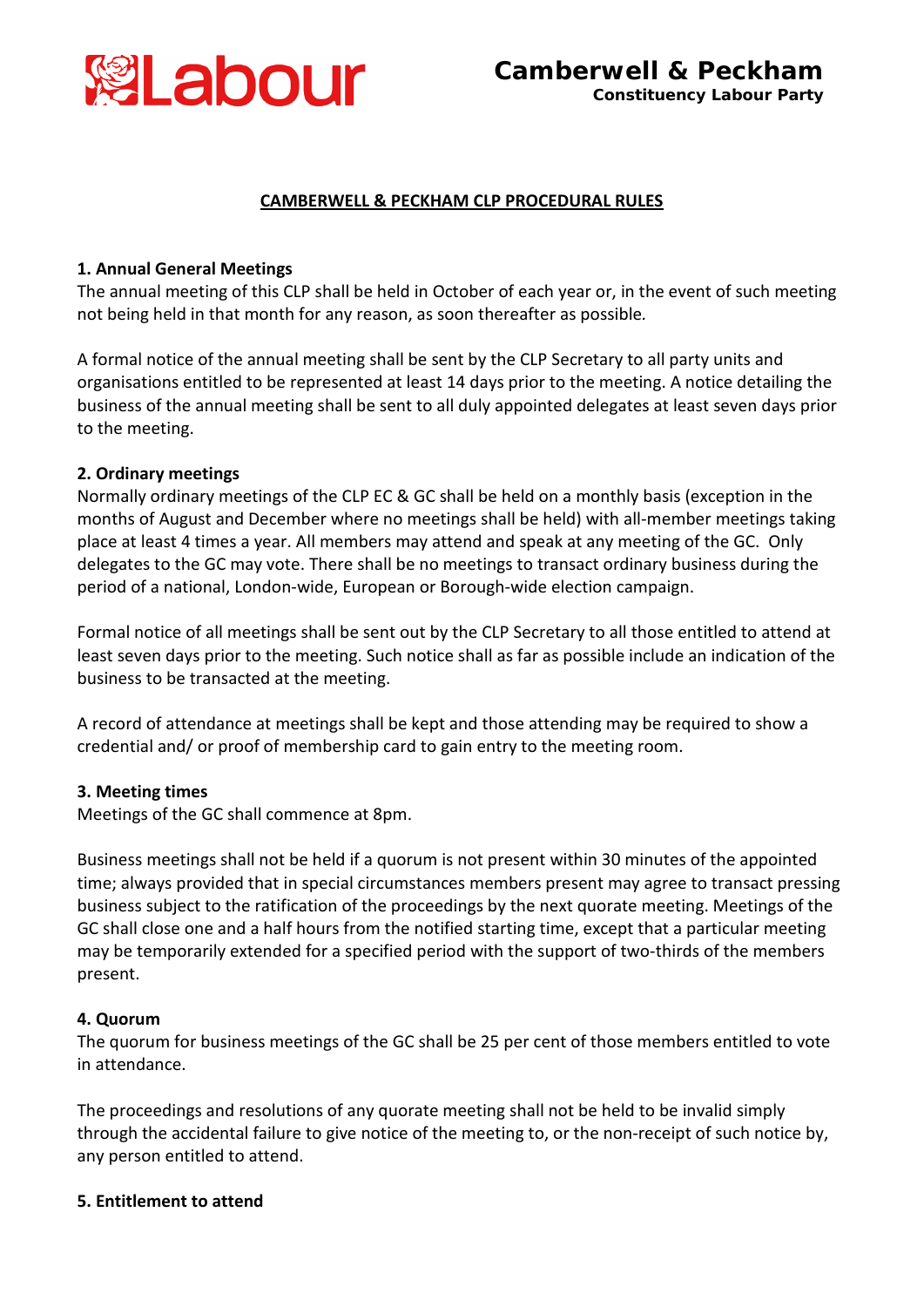Camberwell & Peckham
Constituency Labour Party

# CAMBERWELL & PECKHAM CLP PROCEDURAL RULES

**1. Annual General Meetings**

The annual meeting of this CLP shall be held in October of each year or, in the event of such meeting not being held in that month for any reason, as soon thereafter as possible.

A formal notice of the annual meeting shall be sent by the CLP Secretary to all party units and organisations entitled to be represented at least 14 days prior to the meeting. A notice detailing the business of the annual meeting shall be sent to all duly appointed delegates at least seven days prior to the meeting.

**2. Ordinary meetings**

Normally ordinary meetings of the CLP EC & GC shall be held on a monthly basis (exception in the months of August and December where no meetings shall be held) with all-member meetings taking place at least 4 times a year. All members may attend and speak at any meeting of the GC. Only delegates to the GC may vote. There shall be no meetings to transact ordinary business during the period of a national, London-wide, European or Borough-wide election campaign.

Formal notice of all meetings shall be sent out by the CLP Secretary to all those entitled to attend at least seven days prior to the meeting. Such notice shall as far as possible include an indication of the business to be transacted at the meeting.

A record of attendance at meetings shall be kept and those attending may be required to show a credential and/ or proof of membership card to gain entry to the meeting room.

**3. Meeting times**

Meetings of the GC shall commence at 8pm.

Business meetings shall not be held if a quorum is not present within 30 minutes of the appointed time; always provided that in special circumstances members present may agree to transact pressing business subject to the ratification of the proceedings by the next quorate meeting. Meetings of the GC shall close one and a half hours from the notified starting time, except that a particular meeting may be temporarily extended for a specified period with the support of two-thirds of the members present.

**4. Quorum**

The quorum for business meetings of the GC shall be 25 per cent of those members entitled to vote in attendance.

The proceedings and resolutions of any quorate meeting shall not be held to be invalid simply through the accidental failure to give notice of the meeting to, or the non-receipt of such notice by, any person entitled to attend.

**5. Entitlement to attend**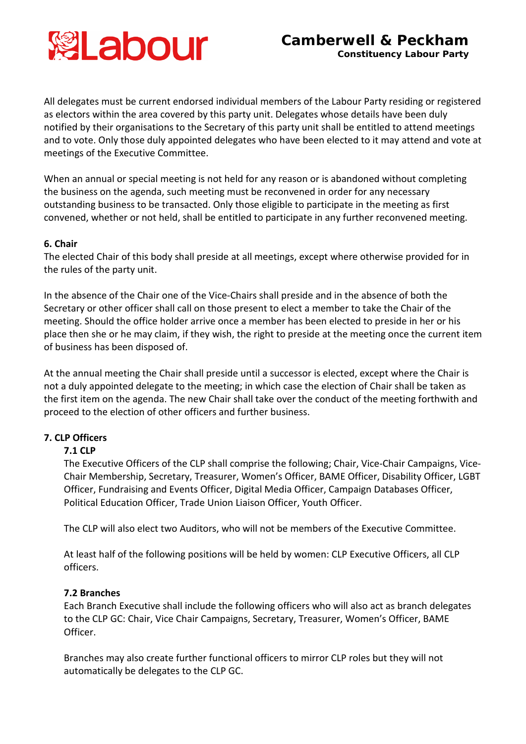All delegates must be current endorsed individual members of the Labour Party residing or registered as electors within the area covered by this party unit. Delegates whose details have been duly notified by their organisations to the Secretary of this party unit shall be entitled to attend meetings and to vote. Only those duly appointed delegates who have been elected to it may attend and vote at meetings of the Executive Committee.

When an annual or special meeting is not held for any reason or is abandoned without completing the business on the agenda, such meeting must be reconvened in order for any necessary outstanding business to be transacted. Only those eligible to participate in the meeting as first convened, whether or not held, shall be entitled to participate in any further reconvened meeting.

**6. Chair**

The elected Chair of this body shall preside at all meetings, except where otherwise provided for in the rules of the party unit.

In the absence of the Chair one of the Vice-Chairs shall preside and in the absence of both the Secretary or other officer shall call on those present to elect a member to take the Chair of the meeting. Should the office holder arrive once a member has been elected to preside in her or his place then she or he may claim, if they wish, the right to preside at the meeting once the current item of business has been disposed of.

At the annual meeting the Chair shall preside until a successor is elected, except where the Chair is not a duly appointed delegate to the meeting; in which case the election of Chair shall be taken as the first item on the agenda. The new Chair shall take over the conduct of the meeting forthwith and proceed to the election of other officers and further business.

**7. CLP Officers**

**7.1 CLP**

The Executive Officers of the CLP shall comprise the following; Chair, Vice-Chair Campaigns, Vice-Chair Membership, Secretary, Treasurer, Women's Officer, BAME Officer, Disability Officer, LGBT Officer, Fundraising and Events Officer, Digital Media Officer, Campaign Databases Officer, Political Education Officer, Trade Union Liaison Officer, Youth Officer.

The CLP will also elect two Auditors, who will not be members of the Executive Committee.

At least half of the following positions will be held by women: CLP Executive Officers, all CLP officers.

**7.2 Branches**

Each Branch Executive shall include the following officers who will also act as branch delegates to the CLP GC: Chair, Vice Chair Campaigns, Secretary, Treasurer, Women's Officer, BAME Officer.

Branches may also create further functional officers to mirror CLP roles but they will not automatically be delegates to the CLP GC.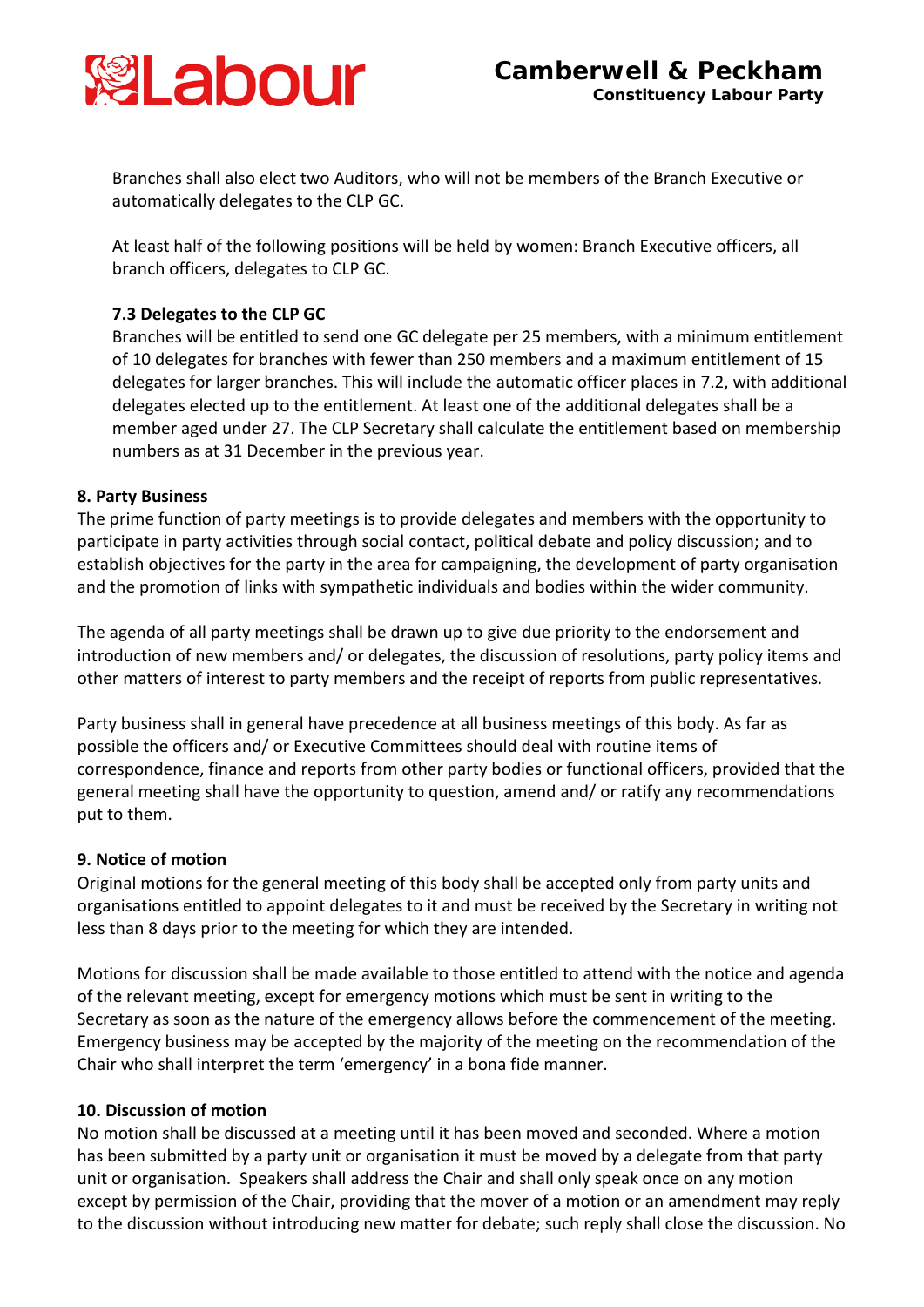Branches shall also elect two Auditors, who will not be members of the Branch Executive or automatically delegates to the CLP GC.

At least half of the following positions will be held by women: Branch Executive officers, all branch officers, delegates to CLP GC.

### 7.3 Delegates to the CLP GC

Branches will be entitled to send one GC delegate per 25 members, with a minimum entitlement of 10 delegates for branches with fewer than 250 members and a maximum entitlement of 15 delegates for larger branches. This will include the automatic officer places in 7.2, with additional delegates elected up to the entitlement. At least one of the additional delegates shall be a member aged under 27. The CLP Secretary shall calculate the entitlement based on membership numbers as at 31 December in the previous year.

## 8. Party Business

The prime function of party meetings is to provide delegates and members with the opportunity to participate in party activities through social contact, political debate and policy discussion; and to establish objectives for the party in the area for campaigning, the development of party organisation and the promotion of links with sympathetic individuals and bodies within the wider community.

The agenda of all party meetings shall be drawn up to give due priority to the endorsement and introduction of new members and/ or delegates, the discussion of resolutions, party policy items and other matters of interest to party members and the receipt of reports from public representatives.

Party business shall in general have precedence at all business meetings of this body. As far as possible the officers and/ or Executive Committees should deal with routine items of correspondence, finance and reports from other party bodies or functional officers, provided that the general meeting shall have the opportunity to question, amend and/ or ratify any recommendations put to them.

## 9. Notice of motion

Original motions for the general meeting of this body shall be accepted only from party units and organisations entitled to appoint delegates to it and must be received by the Secretary in writing not less than 8 days prior to the meeting for which they are intended.

Motions for discussion shall be made available to those entitled to attend with the notice and agenda of the relevant meeting, except for emergency motions which must be sent in writing to the Secretary as soon as the nature of the emergency allows before the commencement of the meeting. Emergency business may be accepted by the majority of the meeting on the recommendation of the Chair who shall interpret the term 'emergency' in a bona fide manner.

## 10. Discussion of motion

No motion shall be discussed at a meeting until it has been moved and seconded. Where a motion has been submitted by a party unit or organisation it must be moved by a delegate from that party unit or organisation. Speakers shall address the Chair and shall only speak once on any motion except by permission of the Chair, providing that the mover of a motion or an amendment may reply to the discussion without introducing new matter for debate; such reply shall close the discussion. No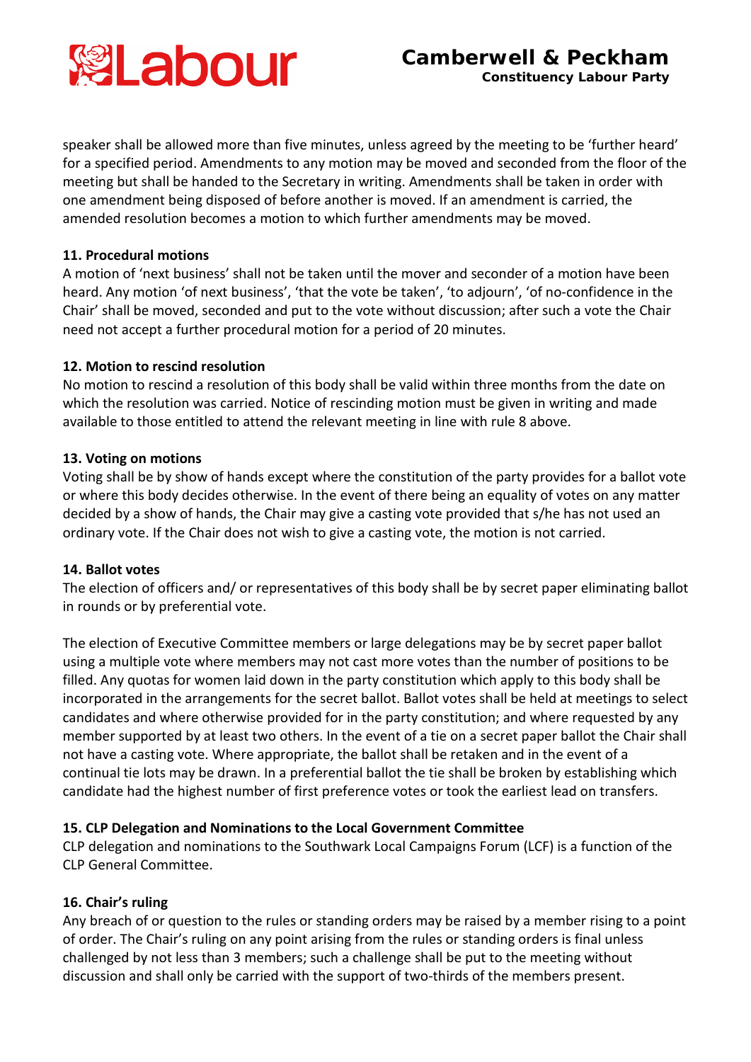speaker shall be allowed more than five minutes, unless agreed by the meeting to be 'further heard' for a specified period. Amendments to any motion may be moved and seconded from the floor of the meeting but shall be handed to the Secretary in writing. Amendments shall be taken in order with one amendment being disposed of before another is moved. If an amendment is carried, the amended resolution becomes a motion to which further amendments may be moved.

**11. Procedural motions**

A motion of 'next business' shall not be taken until the mover and seconder of a motion have been heard. Any motion 'of next business', 'that the vote be taken', 'to adjourn', 'of no-confidence in the Chair' shall be moved, seconded and put to the vote without discussion; after such a vote the Chair need not accept a further procedural motion for a period of 20 minutes.

**12. Motion to rescind resolution**

No motion to rescind a resolution of this body shall be valid within three months from the date on which the resolution was carried. Notice of rescinding motion must be given in writing and made available to those entitled to attend the relevant meeting in line with rule 8 above.

**13. Voting on motions**

Voting shall be by show of hands except where the constitution of the party provides for a ballot vote or where this body decides otherwise. In the event of there being an equality of votes on any matter decided by a show of hands, the Chair may give a casting vote provided that s/he has not used an ordinary vote. If the Chair does not wish to give a casting vote, the motion is not carried.

**14. Ballot votes**

The election of officers and/ or representatives of this body shall be by secret paper eliminating ballot in rounds or by preferential vote.

The election of Executive Committee members or large delegations may be by secret paper ballot using a multiple vote where members may not cast more votes than the number of positions to be filled. Any quotas for women laid down in the party constitution which apply to this body shall be incorporated in the arrangements for the secret ballot. Ballot votes shall be held at meetings to select candidates and where otherwise provided for in the party constitution; and where requested by any member supported by at least two others. In the event of a tie on a secret paper ballot the Chair shall not have a casting vote. Where appropriate, the ballot shall be retaken and in the event of a continual tie lots may be drawn. In a preferential ballot the tie shall be broken by establishing which candidate had the highest number of first preference votes or took the earliest lead on transfers.

**15. CLP Delegation and Nominations to the Local Government Committee**

CLP delegation and nominations to the Southwark Local Campaigns Forum (LCF) is a function of the CLP General Committee.

**16. Chair's ruling**

Any breach of or question to the rules or standing orders may be raised by a member rising to a point of order. The Chair's ruling on any point arising from the rules or standing orders is final unless challenged by not less than 3 members; such a challenge shall be put to the meeting without discussion and shall only be carried with the support of two-thirds of the members present.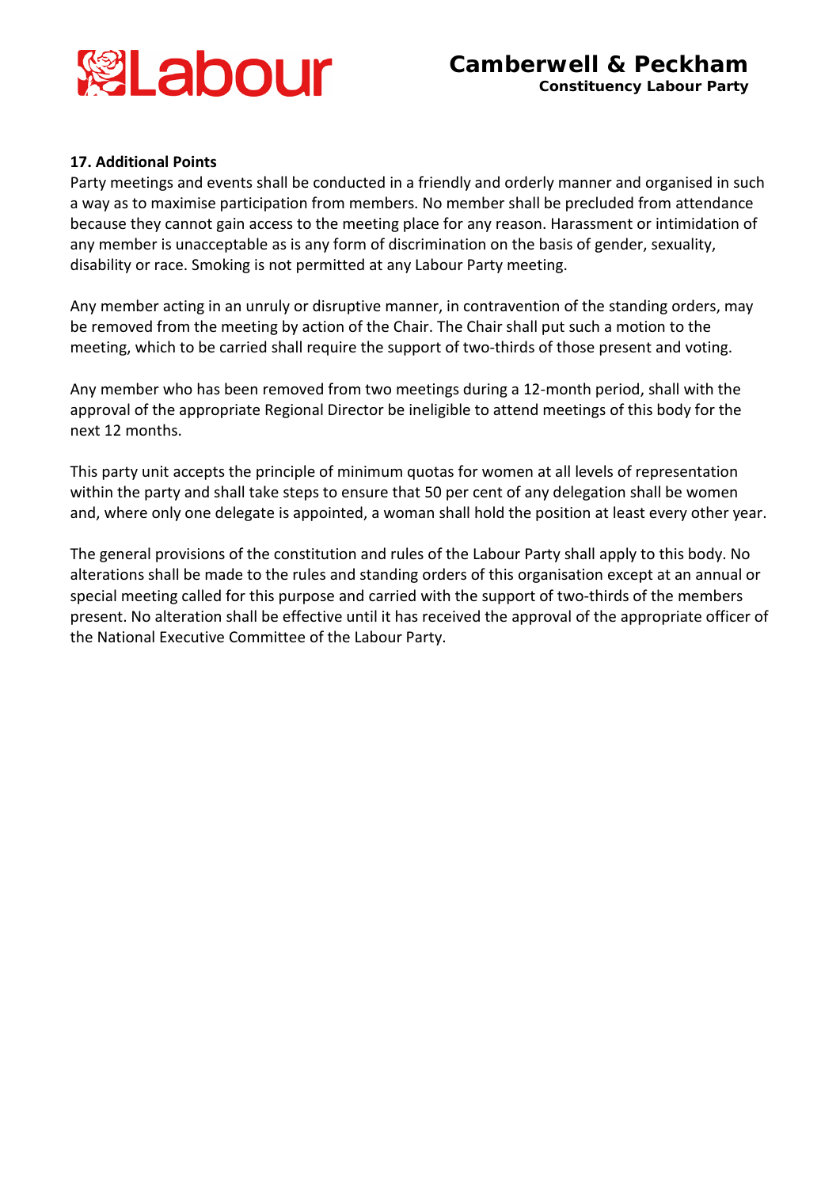**17. Additional Points**

Party meetings and events shall be conducted in a friendly and orderly manner and organised in such a way as to maximise participation from members. No member shall be precluded from attendance because they cannot gain access to the meeting place for any reason. Harassment or intimidation of any member is unacceptable as is any form of discrimination on the basis of gender, sexuality, disability or race. Smoking is not permitted at any Labour Party meeting.

Any member acting in an unruly or disruptive manner, in contravention of the standing orders, may be removed from the meeting by action of the Chair. The Chair shall put such a motion to the meeting, which to be carried shall require the support of two-thirds of those present and voting.

Any member who has been removed from two meetings during a 12-month period, shall with the approval of the appropriate Regional Director be ineligible to attend meetings of this body for the next 12 months.

This party unit accepts the principle of minimum quotas for women at all levels of representation within the party and shall take steps to ensure that 50 per cent of any delegation shall be women and, where only one delegate is appointed, a woman shall hold the position at least every other year.

The general provisions of the constitution and rules of the Labour Party shall apply to this body. No alterations shall be made to the rules and standing orders of this organisation except at an annual or special meeting called for this purpose and carried with the support of two-thirds of the members present. No alteration shall be effective until it has received the approval of the appropriate officer of the National Executive Committee of the Labour Party.